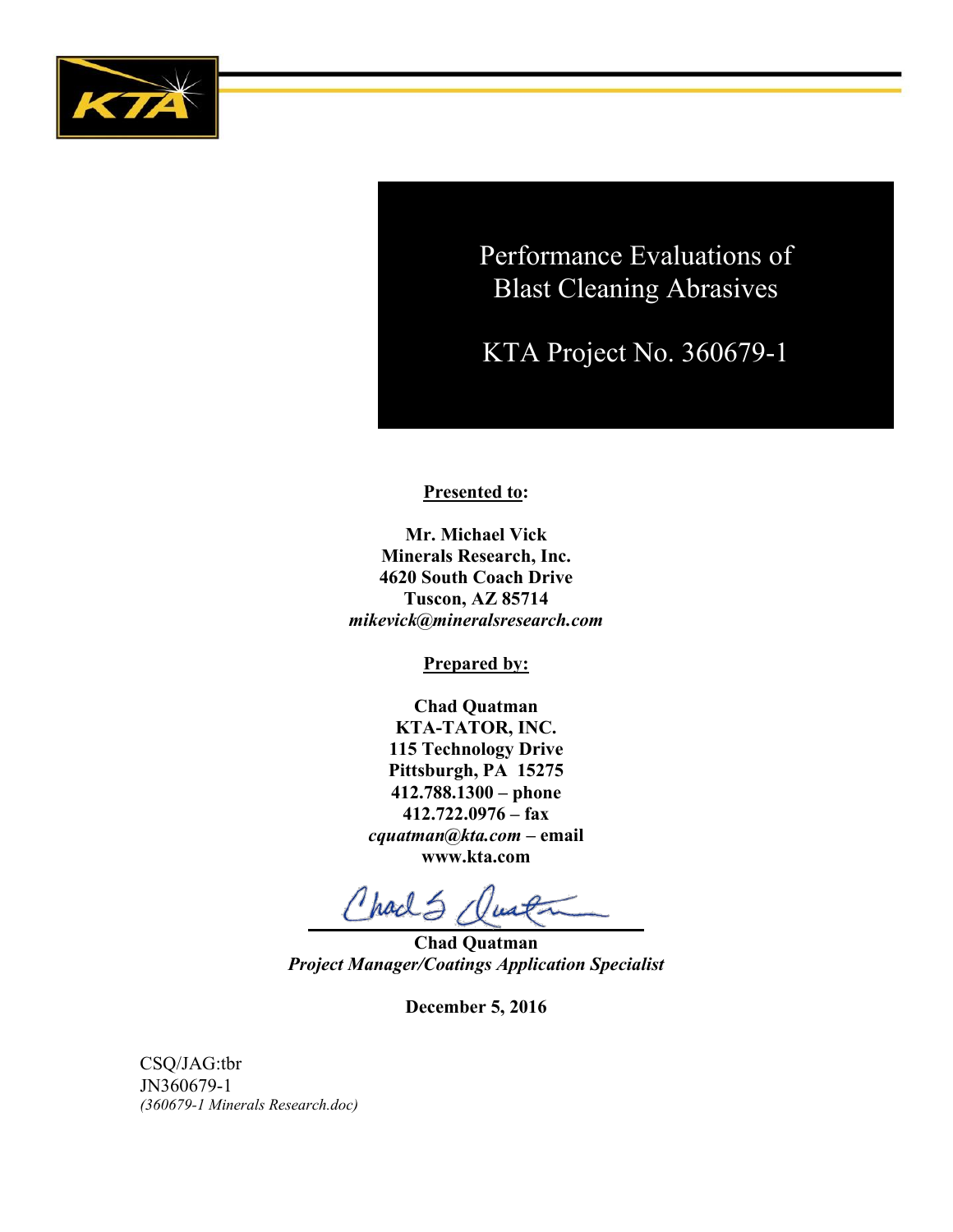# Performance Evaluations of Blast Cleaning Abrasives

## KTA Project No. 360679-1

**Presented to:**

**Mr. Michael Vick**
**Minerals Research, Inc.**
**4620 South Coach Drive**
**Tuscon, AZ 85714**
***mikevick@mineralsresearch.com***

**Prepared by:**

**Chad Quatman**
**KTA-TATOR, INC.**
**115 Technology Drive**
**Pittsburgh, PA 15275**
**412.788.1300 – phone**
**412.722.0976 – fax**
***cquatman@kta.com* – email**
**www.kta.com**

**Chad Quatman**
***Project Manager/Coatings Application Specialist***

**December 5, 2016**

CSQ/JAG:tbr
JN360679-1
*(360679-1 Minerals Research.doc)*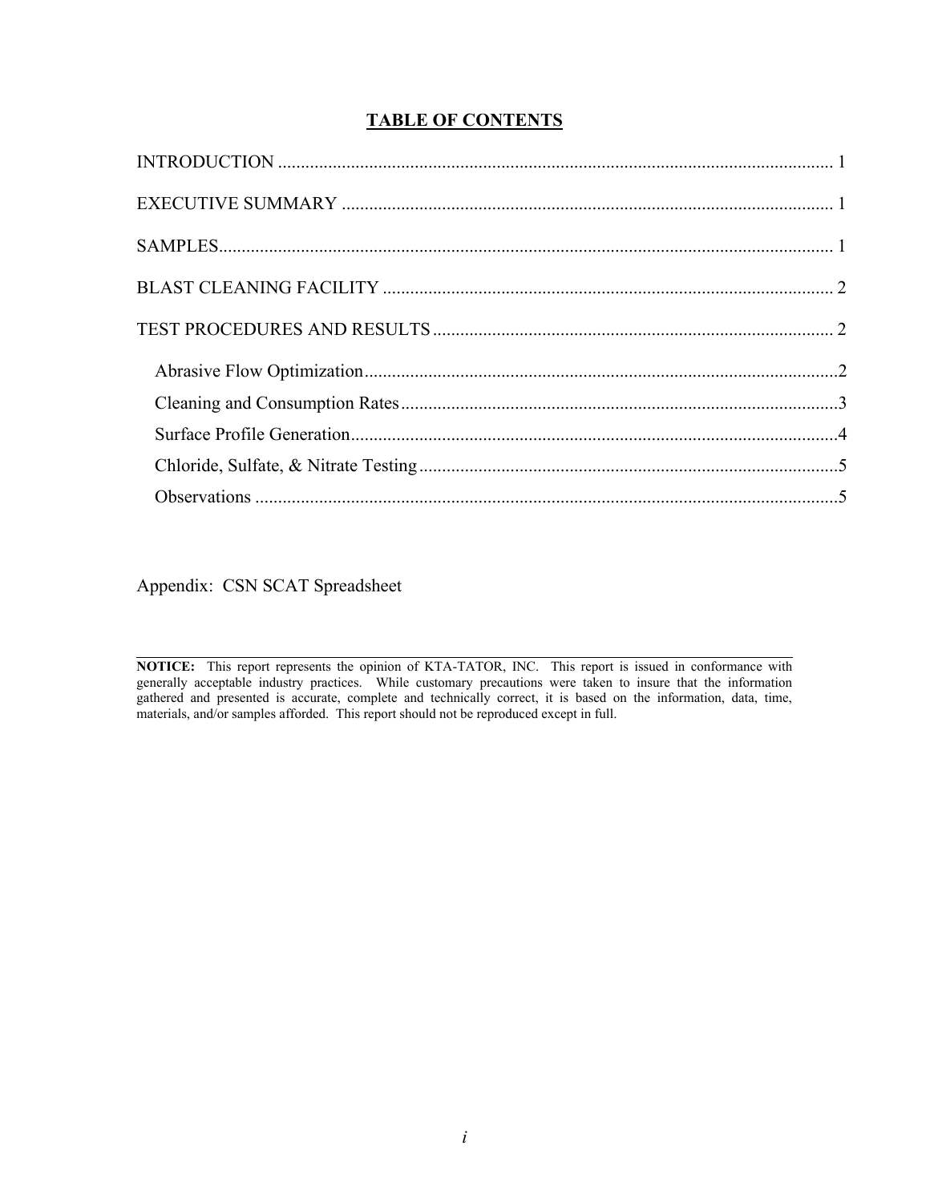# TABLE OF CONTENTS

INTRODUCTION ........................................................................................................................ 1

EXECUTIVE SUMMARY .......................................................................................................... 1

SAMPLES.................................................................................................................................... 1

BLAST CLEANING FACILITY .................................................................................................. 2

TEST PROCEDURES AND RESULTS ....................................................................................... 2

- Abrasive Flow Optimization.......................................................................................................2
- Cleaning and Consumption Rates...............................................................................................3
- Surface Profile Generation..........................................................................................................4
- Chloride, Sulfate, & Nitrate Testing...........................................................................................5
- Observations ...............................................................................................................................5

Appendix: CSN SCAT Spreadsheet

---

**NOTICE:** This report represents the opinion of KTA-TATOR, INC. This report is issued in conformance with generally acceptable industry practices. While customary precautions were taken to insure that the information gathered and presented is accurate, complete and technically correct, it is based on the information, data, time, materials, and/or samples afforded. This report should not be reproduced except in full.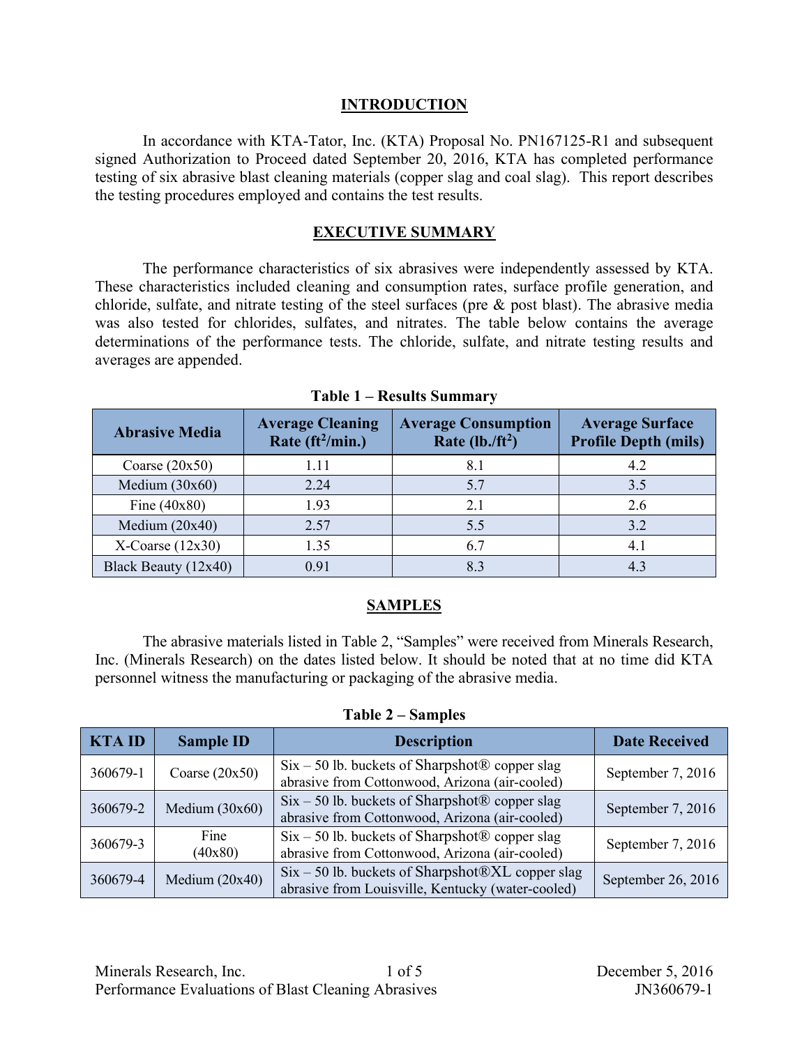## INTRODUCTION

In accordance with KTA-Tator, Inc. (KTA) Proposal No. PN167125-R1 and subsequent signed Authorization to Proceed dated September 20, 2016, KTA has completed performance testing of six abrasive blast cleaning materials (copper slag and coal slag). This report describes the testing procedures employed and contains the test results.

## EXECUTIVE SUMMARY

The performance characteristics of six abrasives were independently assessed by KTA. These characteristics included cleaning and consumption rates, surface profile generation, and chloride, sulfate, and nitrate testing of the steel surfaces (pre & post blast). The abrasive media was also tested for chlorides, sulfates, and nitrates. The table below contains the average determinations of the performance tests. The chloride, sulfate, and nitrate testing results and averages are appended.

**Table 1 – Results Summary**

| Abrasive Media | Average Cleaning Rate ($ft^2$/min.) | Average Consumption Rate (lb./$ft^2$) | Average Surface Profile Depth (mils) |
|---|---|---|---|
| Coarse (20x50) | 1.11 | 8.1 | 4.2 |
| Medium (30x60) | 2.24 | 5.7 | 3.5 |
| Fine (40x80) | 1.93 | 2.1 | 2.6 |
| Medium (20x40) | 2.57 | 5.5 | 3.2 |
| X-Coarse (12x30) | 1.35 | 6.7 | 4.1 |
| Black Beauty (12x40) | 0.91 | 8.3 | 4.3 |

## SAMPLES

The abrasive materials listed in Table 2, "Samples" were received from Minerals Research, Inc. (Minerals Research) on the dates listed below. It should be noted that at no time did KTA personnel witness the manufacturing or packaging of the abrasive media.

**Table 2 – Samples**

| KTA ID | Sample ID | Description | Date Received |
|---|---|---|---|
| 360679-1 | Coarse (20x50) | Six – 50 lb. buckets of Sharpshot® copper slag abrasive from Cottonwood, Arizona (air-cooled) | September 7, 2016 |
| 360679-2 | Medium (30x60) | Six – 50 lb. buckets of Sharpshot® copper slag abrasive from Cottonwood, Arizona (air-cooled) | September 7, 2016 |
| 360679-3 | Fine (40x80) | Six – 50 lb. buckets of Sharpshot® copper slag abrasive from Cottonwood, Arizona (air-cooled) | September 7, 2016 |
| 360679-4 | Medium (20x40) | Six – 50 lb. buckets of Sharpshot®XL copper slag abrasive from Louisville, Kentucky (water-cooled) | September 26, 2016 |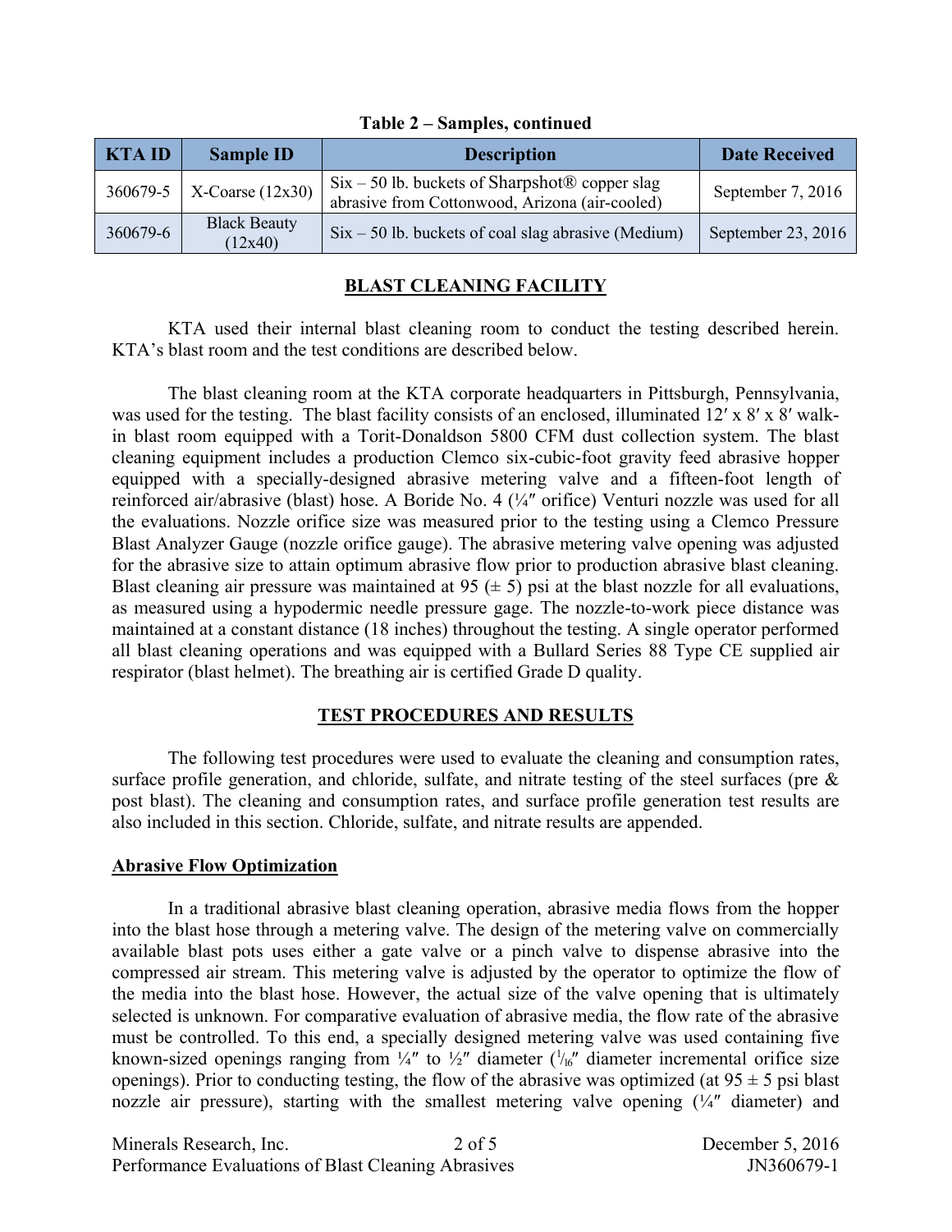**Table 2 – Samples, continued**

| KTA ID | Sample ID | Description | Date Received |
| --- | --- | --- | --- |
| 360679-5 | X-Coarse (12x30) | Six – 50 lb. buckets of Sharpshot® copper slag abrasive from Cottonwood, Arizona (air-cooled) | September 7, 2016 |
| 360679-6 | Black Beauty (12x40) | Six – 50 lb. buckets of coal slag abrasive (Medium) | September 23, 2016 |

## BLAST CLEANING FACILITY

KTA used their internal blast cleaning room to conduct the testing described herein. KTA's blast room and the test conditions are described below.

The blast cleaning room at the KTA corporate headquarters in Pittsburgh, Pennsylvania, was used for the testing. The blast facility consists of an enclosed, illuminated 12′ x 8′ x 8′ walk-in blast room equipped with a Torit-Donaldson 5800 CFM dust collection system. The blast cleaning equipment includes a production Clemco six-cubic-foot gravity feed abrasive hopper equipped with a specially-designed abrasive metering valve and a fifteen-foot length of reinforced air/abrasive (blast) hose. A Boride No. 4 (¼″ orifice) Venturi nozzle was used for all the evaluations. Nozzle orifice size was measured prior to the testing using a Clemco Pressure Blast Analyzer Gauge (nozzle orifice gauge). The abrasive metering valve opening was adjusted for the abrasive size to attain optimum abrasive flow prior to production abrasive blast cleaning. Blast cleaning air pressure was maintained at 95 (± 5) psi at the blast nozzle for all evaluations, as measured using a hypodermic needle pressure gage. The nozzle-to-work piece distance was maintained at a constant distance (18 inches) throughout the testing. A single operator performed all blast cleaning operations and was equipped with a Bullard Series 88 Type CE supplied air respirator (blast helmet). The breathing air is certified Grade D quality.

## TEST PROCEDURES AND RESULTS

The following test procedures were used to evaluate the cleaning and consumption rates, surface profile generation, and chloride, sulfate, and nitrate testing of the steel surfaces (pre & post blast). The cleaning and consumption rates, and surface profile generation test results are also included in this section. Chloride, sulfate, and nitrate results are appended.

### Abrasive Flow Optimization

In a traditional abrasive blast cleaning operation, abrasive media flows from the hopper into the blast hose through a metering valve. The design of the metering valve on commercially available blast pots uses either a gate valve or a pinch valve to dispense abrasive into the compressed air stream. This metering valve is adjusted by the operator to optimize the flow of the media into the blast hose. However, the actual size of the valve opening that is ultimately selected is unknown. For comparative evaluation of abrasive media, the flow rate of the abrasive must be controlled. To this end, a specially designed metering valve was used containing five known-sized openings ranging from ¼″ to ½″ diameter (1/16″ diameter incremental orifice size openings). Prior to conducting testing, the flow of the abrasive was optimized (at 95 ± 5 psi blast nozzle air pressure), starting with the smallest metering valve opening (¼″ diameter) and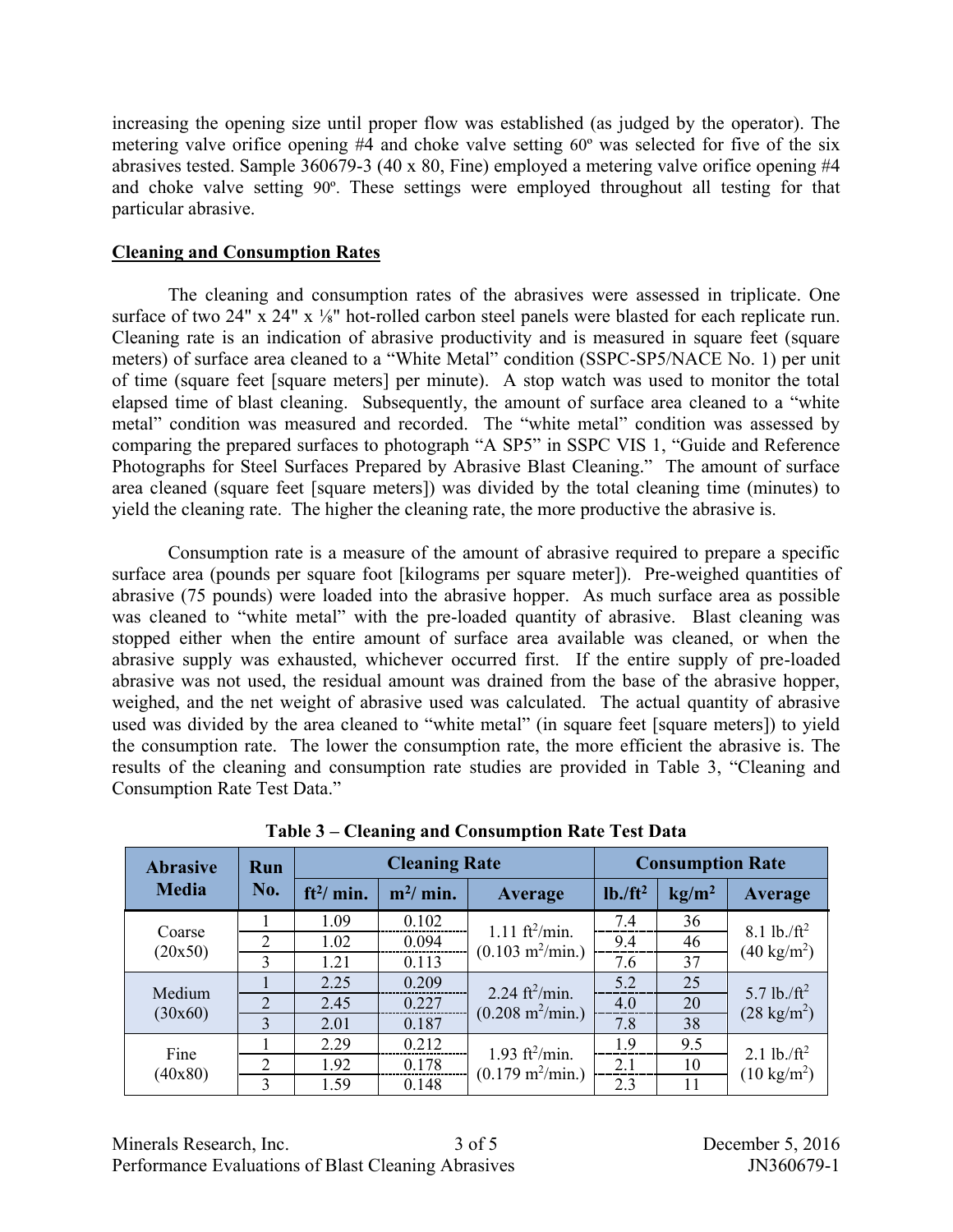increasing the opening size until proper flow was established (as judged by the operator). The metering valve orifice opening #4 and choke valve setting 60º was selected for five of the six abrasives tested. Sample 360679-3 (40 x 80, Fine) employed a metering valve orifice opening #4 and choke valve setting 90º. These settings were employed throughout all testing for that particular abrasive.

## Cleaning and Consumption Rates

The cleaning and consumption rates of the abrasives were assessed in triplicate. One surface of two 24" x 24" x ⅛" hot-rolled carbon steel panels were blasted for each replicate run. Cleaning rate is an indication of abrasive productivity and is measured in square feet (square meters) of surface area cleaned to a "White Metal" condition (SSPC-SP5/NACE No. 1) per unit of time (square feet [square meters] per minute). A stop watch was used to monitor the total elapsed time of blast cleaning. Subsequently, the amount of surface area cleaned to a "white metal" condition was measured and recorded. The "white metal" condition was assessed by comparing the prepared surfaces to photograph "A SP5" in SSPC VIS 1, "Guide and Reference Photographs for Steel Surfaces Prepared by Abrasive Blast Cleaning." The amount of surface area cleaned (square feet [square meters]) was divided by the total cleaning time (minutes) to yield the cleaning rate. The higher the cleaning rate, the more productive the abrasive is.

Consumption rate is a measure of the amount of abrasive required to prepare a specific surface area (pounds per square foot [kilograms per square meter]). Pre-weighed quantities of abrasive (75 pounds) were loaded into the abrasive hopper. As much surface area as possible was cleaned to "white metal" with the pre-loaded quantity of abrasive. Blast cleaning was stopped either when the entire amount of surface area available was cleaned, or when the abrasive supply was exhausted, whichever occurred first. If the entire supply of pre-loaded abrasive was not used, the residual amount was drained from the base of the abrasive hopper, weighed, and the net weight of abrasive used was calculated. The actual quantity of abrasive used was divided by the area cleaned to "white metal" (in square feet [square meters]) to yield the consumption rate. The lower the consumption rate, the more efficient the abrasive is. The results of the cleaning and consumption rate studies are provided in Table 3, "Cleaning and Consumption Rate Test Data."

**Table 3 – Cleaning and Consumption Rate Test Data**

| Abrasive Media | Run No. | Cleaning Rate | | | Consumption Rate | | |
|---|---|---|---|---|---|---|---|
| | | $ft^2$/ min. | $m^2$/ min. | Average | lb./$ft^2$ | kg/$m^2$ | Average |
| Coarse (20x50) | 1 | 1.09 | 0.102 | 1.11 $ft^2$/min. (0.103 $m^2$/min.) | 7.4 | 36 | 8.1 lb./$ft^2$ (40 kg/$m^2$) |
| | 2 | 1.02 | 0.094 | | 9.4 | 46 | |
| | 3 | 1.21 | 0.113 | | 7.6 | 37 | |
| Medium (30x60) | 1 | 2.25 | 0.209 | 2.24 $ft^2$/min. (0.208 $m^2$/min.) | 5.2 | 25 | 5.7 lb./$ft^2$ (28 kg/$m^2$) |
| | 2 | 2.45 | 0.227 | | 4.0 | 20 | |
| | 3 | 2.01 | 0.187 | | 7.8 | 38 | |
| Fine (40x80) | 1 | 2.29 | 0.212 | 1.93 $ft^2$/min. (0.179 $m^2$/min.) | 1.9 | 9.5 | 2.1 lb./$ft^2$ (10 kg/$m^2$) |
| | 2 | 1.92 | 0.178 | | 2.1 | 10 | |
| | 3 | 1.59 | 0.148 | | 2.3 | 11 | |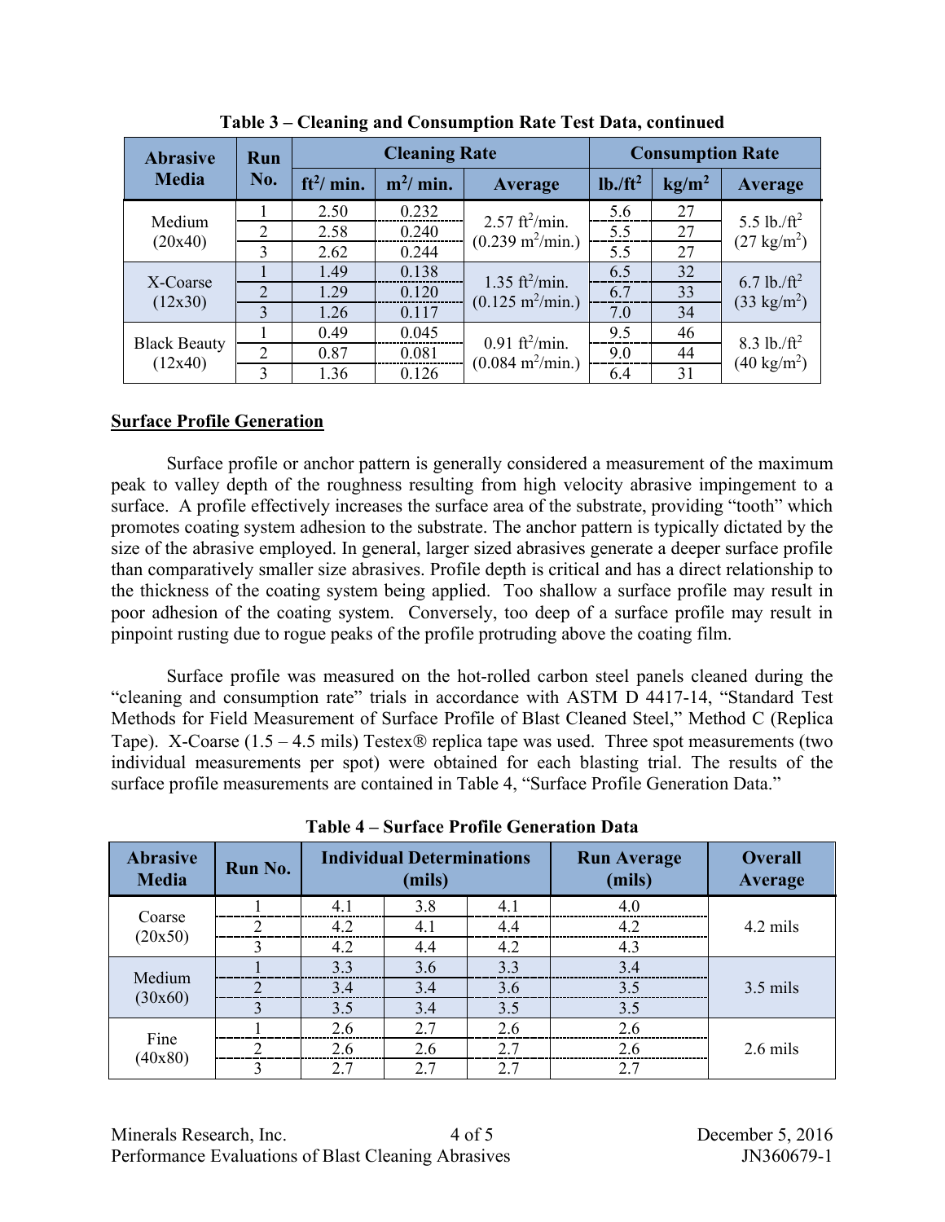**Table 3 – Cleaning and Consumption Rate Test Data, continued**

| Abrasive Media | Run No. | Cleaning Rate | | | Consumption Rate | | |
|---|---|---|---|---|---|---|---|
| | | $ft^2$/ min. | $m^2$/ min. | Average | lb./$ft^2$ | kg/$m^2$ | Average |
| Medium (20x40) | 1 | 2.50 | 0.232 | 2.57 $ft^2$/min. (0.239 $m^2$/min.) | 5.6 | 27 | 5.5 lb./$ft^2$ (27 kg/$m^2$) |
| | 2 | 2.58 | 0.240 | | 5.5 | 27 | |
| | 3 | 2.62 | 0.244 | | 5.5 | 27 | |
| X-Coarse (12x30) | 1 | 1.49 | 0.138 | 1.35 $ft^2$/min. (0.125 $m^2$/min.) | 6.5 | 32 | 6.7 lb./$ft^2$ (33 kg/$m^2$) |
| | 2 | 1.29 | 0.120 | | 6.7 | 33 | |
| | 3 | 1.26 | 0.117 | | 7.0 | 34 | |
| Black Beauty (12x40) | 1 | 0.49 | 0.045 | 0.91 $ft^2$/min. (0.084 $m^2$/min.) | 9.5 | 46 | 8.3 lb./$ft^2$ (40 kg/$m^2$) |
| | 2 | 0.87 | 0.081 | | 9.0 | 44 | |
| | 3 | 1.36 | 0.126 | | 6.4 | 31 | |

## Surface Profile Generation

Surface profile or anchor pattern is generally considered a measurement of the maximum peak to valley depth of the roughness resulting from high velocity abrasive impingement to a surface. A profile effectively increases the surface area of the substrate, providing "tooth" which promotes coating system adhesion to the substrate. The anchor pattern is typically dictated by the size of the abrasive employed. In general, larger sized abrasives generate a deeper surface profile than comparatively smaller size abrasives. Profile depth is critical and has a direct relationship to the thickness of the coating system being applied. Too shallow a surface profile may result in poor adhesion of the coating system. Conversely, too deep of a surface profile may result in pinpoint rusting due to rogue peaks of the profile protruding above the coating film.

Surface profile was measured on the hot-rolled carbon steel panels cleaned during the "cleaning and consumption rate" trials in accordance with ASTM D 4417-14, "Standard Test Methods for Field Measurement of Surface Profile of Blast Cleaned Steel," Method C (Replica Tape). X-Coarse (1.5 – 4.5 mils) Testex® replica tape was used. Three spot measurements (two individual measurements per spot) were obtained for each blasting trial. The results of the surface profile measurements are contained in Table 4, "Surface Profile Generation Data."

**Table 4 – Surface Profile Generation Data**

| Abrasive Media | Run No. | Individual Determinations (mils) | | | Run Average (mils) | Overall Average |
|---|---|---|---|---|---|---|
| Coarse (20x50) | 1 | 4.1 | 3.8 | 4.1 | 4.0 | 4.2 mils |
| | 2 | 4.2 | 4.1 | 4.4 | 4.2 | |
| | 3 | 4.2 | 4.4 | 4.2 | 4.3 | |
| Medium (30x60) | 1 | 3.3 | 3.6 | 3.3 | 3.4 | 3.5 mils |
| | 2 | 3.4 | 3.4 | 3.6 | 3.5 | |
| | 3 | 3.5 | 3.4 | 3.5 | 3.5 | |
| Fine (40x80) | 1 | 2.6 | 2.7 | 2.6 | 2.6 | 2.6 mils |
| | 2 | 2.6 | 2.6 | 2.7 | 2.6 | |
| | 3 | 2.7 | 2.7 | 2.7 | 2.7 | |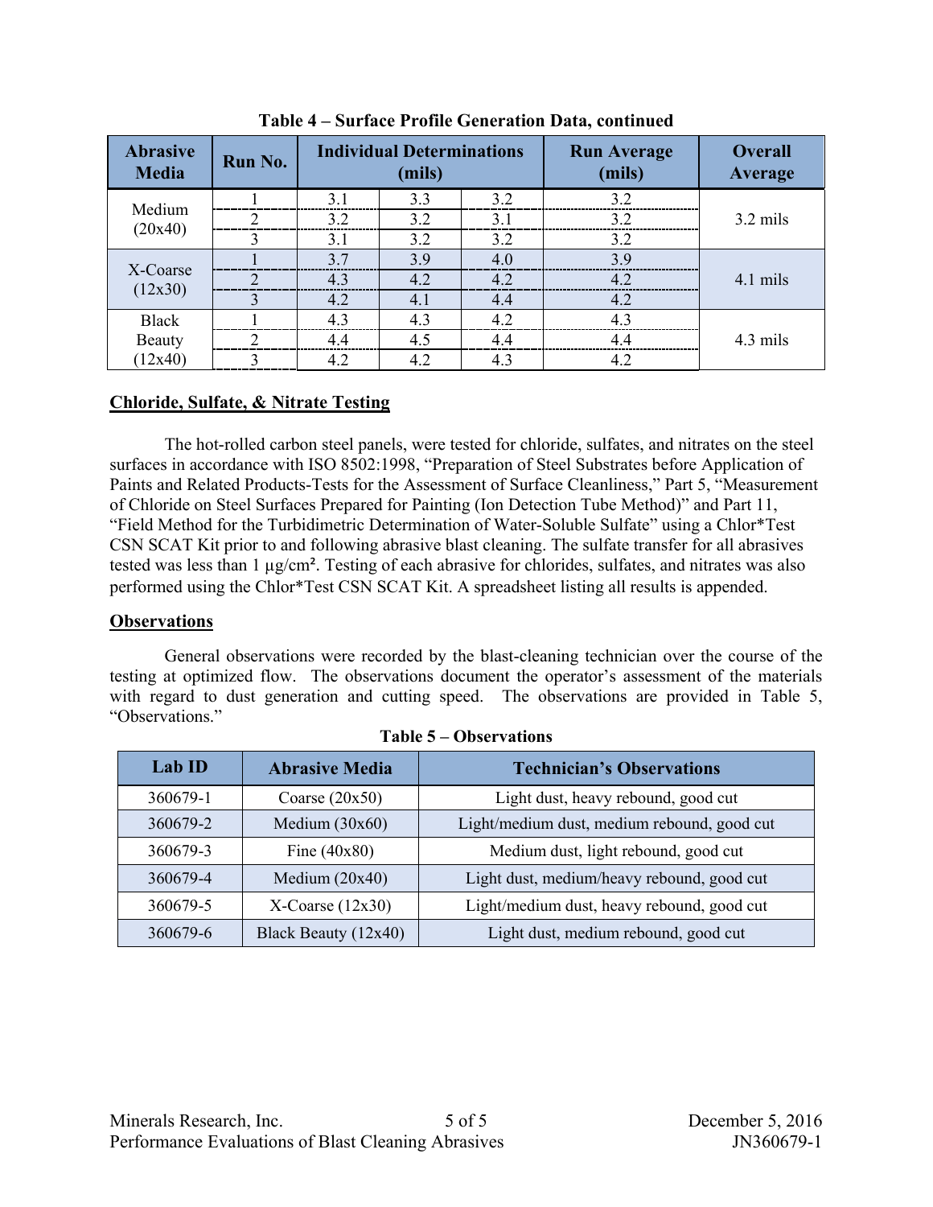**Table 4 – Surface Profile Generation Data, continued**

| Abrasive Media | Run No. | Individual Determinations (mils) | | | Run Average (mils) | Overall Average |
|---|---|---|---|---|---|---|
| Medium (20x40) | 1 | 3.1 | 3.3 | 3.2 | 3.2 | 3.2 mils |
| | 2 | 3.2 | 3.2 | 3.1 | 3.2 | |
| | 3 | 3.1 | 3.2 | 3.2 | 3.2 | |
| X-Coarse (12x30) | 1 | 3.7 | 3.9 | 4.0 | 3.9 | 4.1 mils |
| | 2 | 4.3 | 4.2 | 4.2 | 4.2 | |
| | 3 | 4.2 | 4.1 | 4.4 | 4.2 | |
| Black Beauty (12x40) | 1 | 4.3 | 4.3 | 4.2 | 4.3 | 4.3 mils |
| | 2 | 4.4 | 4.5 | 4.4 | 4.4 | |
| | 3 | 4.2 | 4.2 | 4.3 | 4.2 | |

## Chloride, Sulfate, & Nitrate Testing

The hot-rolled carbon steel panels, were tested for chloride, sulfates, and nitrates on the steel surfaces in accordance with ISO 8502:1998, "Preparation of Steel Substrates before Application of Paints and Related Products-Tests for the Assessment of Surface Cleanliness," Part 5, "Measurement of Chloride on Steel Surfaces Prepared for Painting (Ion Detection Tube Method)" and Part 11, "Field Method for the Turbidimetric Determination of Water-Soluble Sulfate" using a Chlor*Test CSN SCAT Kit prior to and following abrasive blast cleaning. The sulfate transfer for all abrasives tested was less than 1 µg/cm². Testing of each abrasive for chlorides, sulfates, and nitrates was also performed using the Chlor*Test CSN SCAT Kit. A spreadsheet listing all results is appended.

## Observations

General observations were recorded by the blast-cleaning technician over the course of the testing at optimized flow. The observations document the operator's assessment of the materials with regard to dust generation and cutting speed. The observations are provided in Table 5, "Observations."

**Table 5 – Observations**

| Lab ID | Abrasive Media | Technician's Observations |
|---|---|---|
| 360679-1 | Coarse (20x50) | Light dust, heavy rebound, good cut |
| 360679-2 | Medium (30x60) | Light/medium dust, medium rebound, good cut |
| 360679-3 | Fine (40x80) | Medium dust, light rebound, good cut |
| 360679-4 | Medium (20x40) | Light dust, medium/heavy rebound, good cut |
| 360679-5 | X-Coarse (12x30) | Light/medium dust, heavy rebound, good cut |
| 360679-6 | Black Beauty (12x40) | Light dust, medium rebound, good cut |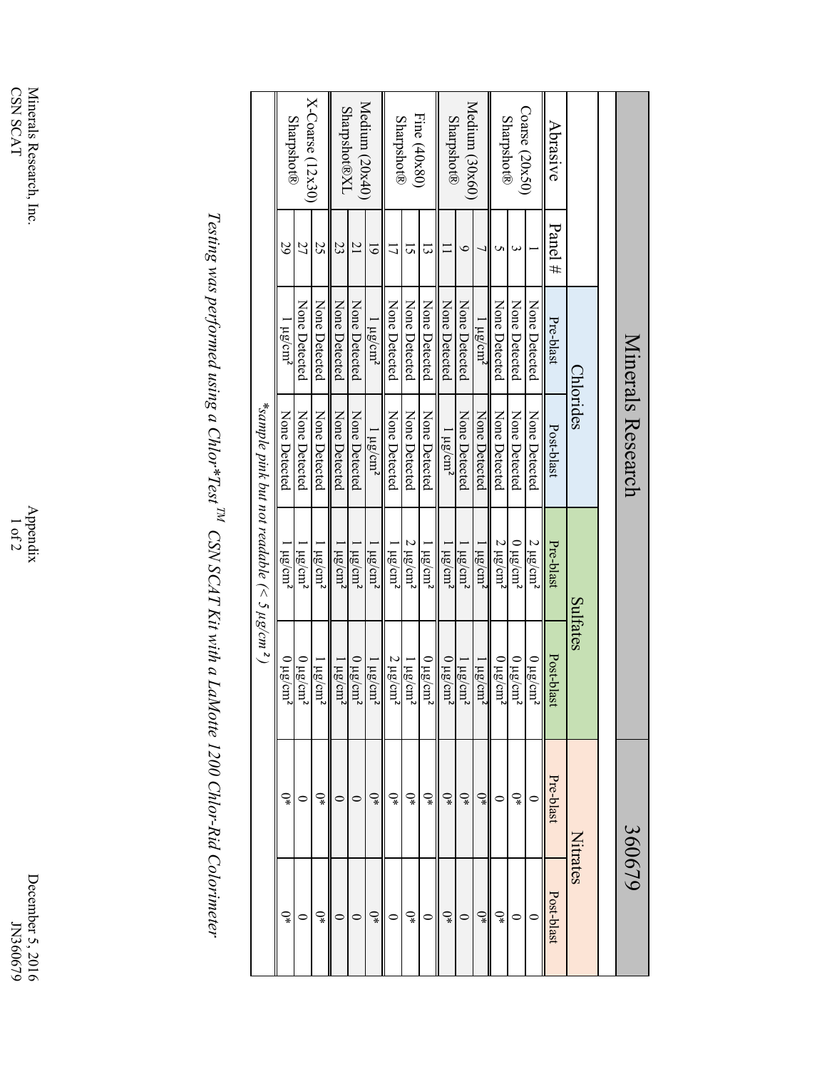| Minerals Research | | | | | | | 360679 |
|---|---|---|---|---|---|---|---|
| | | Chlorides | | Sulfates | | Nitrates | |
| Abrasive | Panel # | Pre-blast | Post-blast | Pre-blast | Post-blast | Pre-blast | Post-blast |
| Coarse (20x50) Sharpshot® | 1 | None Detected | None Detected | 2 µg/cm² | 0 µg/cm² | 0 | 0 |
| | 3 | None Detected | None Detected | 0 µg/cm² | 0 µg/cm² | 0* | 0 |
| | 5 | None Detected | None Detected | 2 µg/cm² | 0 µg/cm² | 0 | 0* |
| Medium (30x60) Sharpshot® | 7 | 1 µg/cm² | None Detected | 1 µg/cm² | 1 µg/cm² | 0* | 0* |
| | 9 | None Detected | None Detected | 1 µg/cm² | 1 µg/cm² | 0* | 0 |
| | 11 | None Detected | 1 µg/cm² | 1 µg/cm² | 0 µg/cm² | 0* | 0* |
| Fine (40x80) Sharpshot® | 13 | None Detected | None Detected | 1 µg/cm² | 0 µg/cm² | 0* | 0 |
| | 15 | None Detected | None Detected | 2 µg/cm² | 1 µg/cm² | 0* | 0* |
| | 17 | None Detected | None Detected | 1 µg/cm² | 2 µg/cm² | 0* | 0 |
| Medium (20x40) Sharpshot®XL | 19 | 1 µg/cm² | 1 µg/cm² | 1 µg/cm² | 1 µg/cm² | 0* | 0* |
| | 21 | None Detected | None Detected | 1 µg/cm² | 0 µg/cm² | 0 | 0 |
| | 23 | None Detected | None Detected | 1 µg/cm² | 1 µg/cm² | 0 | 0 |
| X-Coarse (12x30) Sharpshot® | 25 | None Detected | None Detected | 1 µg/cm² | 1 µg/cm² | 0* | 0* |
| | 27 | None Detected | None Detected | 1 µg/cm² | 0 µg/cm² | 0 | 0 |
| | 29 | 1 µg/cm² | None Detected | 1 µg/cm² | 0 µg/cm² | 0* | 0* |

*sample pink but not readable (< 5 µg/cm²)*

*Testing was performed using a Chlor\*Test™ CSN SCAT Kit with a LaMotte 1200 Chlor-Rid Colorimeter*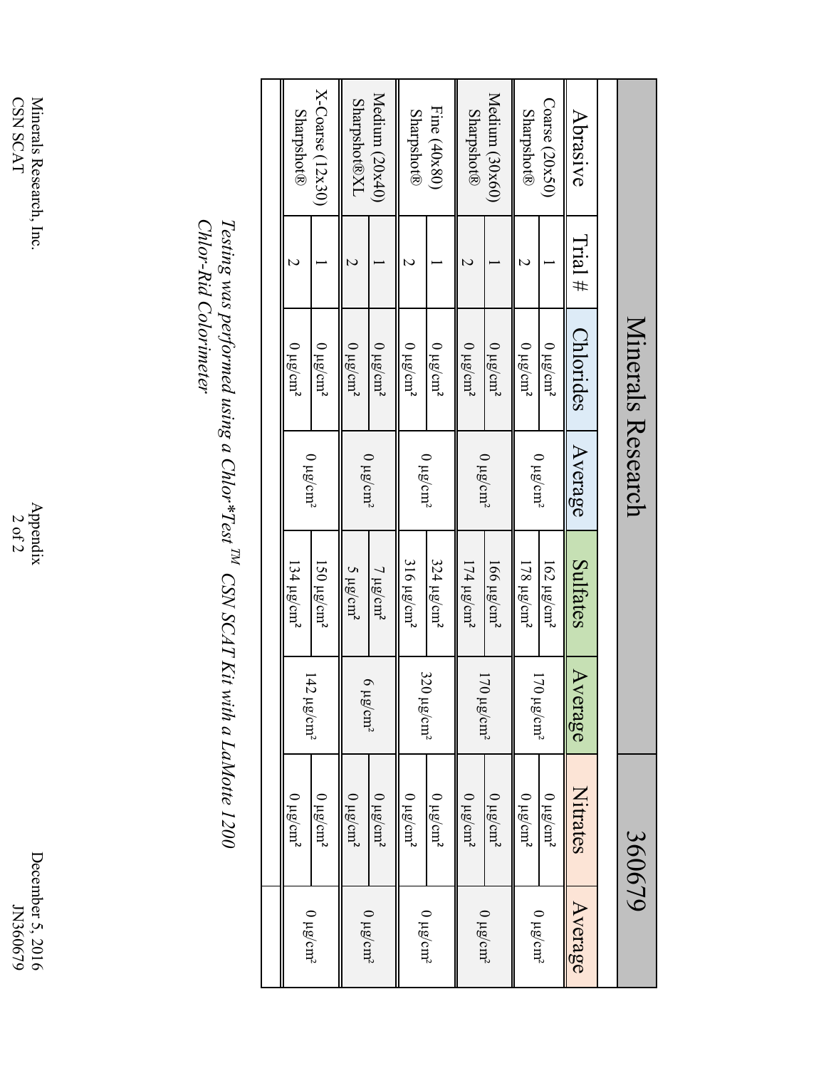| Minerals Research | | | | | | | | 360679 |
|---|---|---|---|---|---|---|---|---|
| Abrasive | Trial # | Chlorides | Average | Sulfates | Average | Nitrates | Average | |
| Coarse (20x50) Sharpshot® | 1 | 0 μg/cm² | 0 μg/cm² | 162 μg/cm² | 170 μg/cm² | 0 μg/cm² | 0 μg/cm² | |
| | 2 | 0 μg/cm² | | 178 μg/cm² | | 0 μg/cm² | | |
| Medium (30x60) Sharpshot® | 1 | 0 μg/cm² | 0 μg/cm² | 166 μg/cm² | 170 μg/cm² | 0 μg/cm² | 0 μg/cm² | |
| | 2 | 0 μg/cm² | | 174 μg/cm² | | 0 μg/cm² | | |
| Fine (40x80) Sharpshot® | 1 | 0 μg/cm² | 0 μg/cm² | 324 μg/cm² | 320 μg/cm² | 0 μg/cm² | 0 μg/cm² | |
| | 2 | 0 μg/cm² | | 316 μg/cm² | | 0 μg/cm² | | |
| Medium (20x40) Sharpshot®XL | 1 | 0 μg/cm² | 0 μg/cm² | 7 μg/cm² | 6 μg/cm² | 0 μg/cm² | 0 μg/cm² | |
| | 2 | 0 μg/cm² | | 5 μg/cm² | | 0 μg/cm² | | |
| X-Coarse (12x30) Sharpshot® | 1 | 0 μg/cm² | 0 μg/cm² | 150 μg/cm² | 142 μg/cm² | 0 μg/cm² | 0 μg/cm² | |
| | 2 | 0 μg/cm² | | 134 μg/cm² | | 0 μg/cm² | | |

*Testing was performed using a Chlor\*Test™ CSN SCAT Kit with a LaMotte 1200 Chlor-Rid Colorimeter*